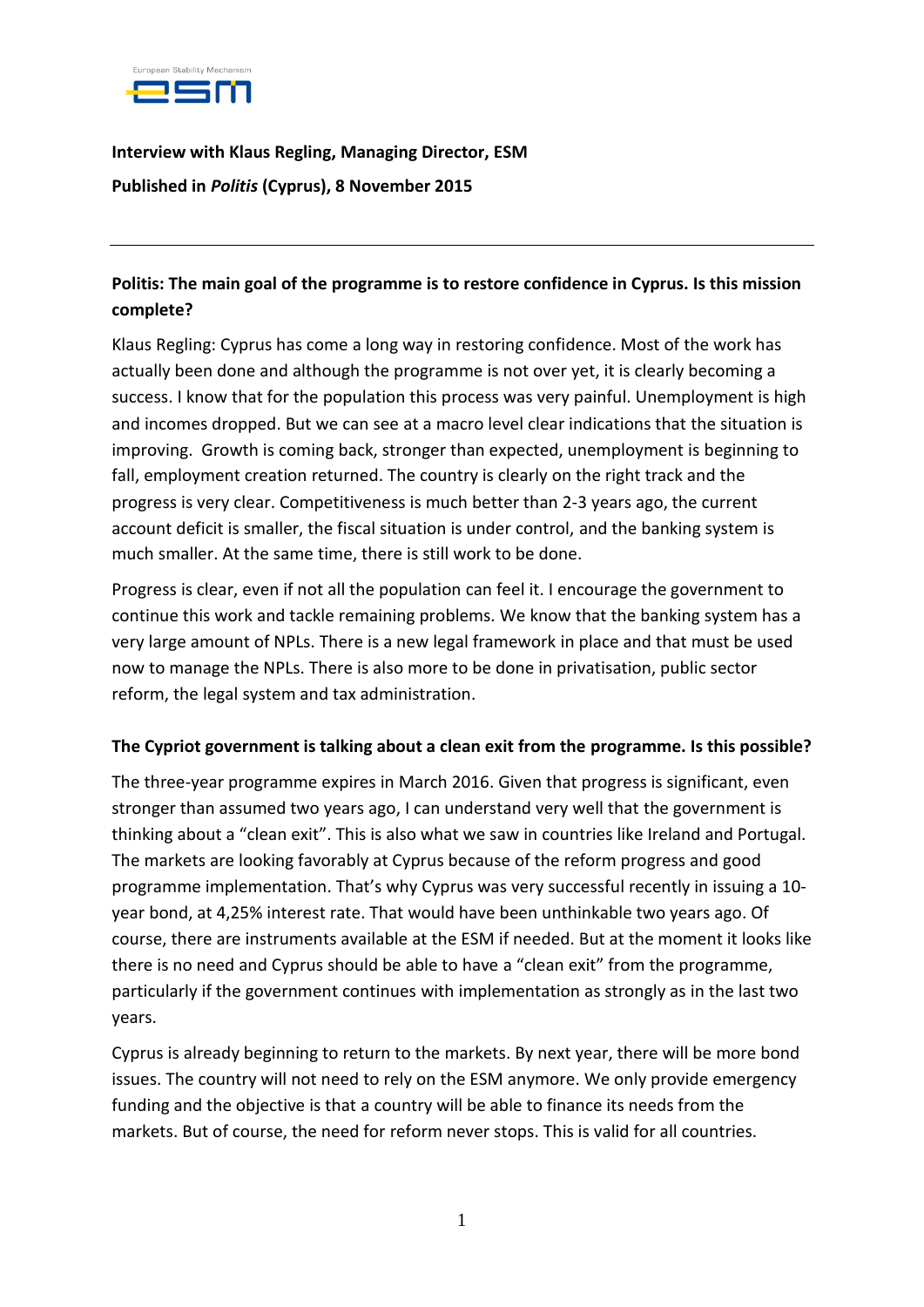**Interview with Klaus Regling, Managing Director, ESM**

**Published in *Politis* (Cyprus), 8 November 2015**

---

**Politis: The main goal of the programme is to restore confidence in Cyprus. Is this mission complete?**

Klaus Regling: Cyprus has come a long way in restoring confidence. Most of the work has actually been done and although the programme is not over yet, it is clearly becoming a success. I know that for the population this process was very painful. Unemployment is high and incomes dropped. But we can see at a macro level clear indications that the situation is improving. Growth is coming back, stronger than expected, unemployment is beginning to fall, employment creation returned. The country is clearly on the right track and the progress is very clear. Competitiveness is much better than 2-3 years ago, the current account deficit is smaller, the fiscal situation is under control, and the banking system is much smaller. At the same time, there is still work to be done.

Progress is clear, even if not all the population can feel it. I encourage the government to continue this work and tackle remaining problems. We know that the banking system has a very large amount of NPLs. There is a new legal framework in place and that must be used now to manage the NPLs. There is also more to be done in privatisation, public sector reform, the legal system and tax administration.

**The Cypriot government is talking about a clean exit from the programme. Is this possible?**

The three-year programme expires in March 2016. Given that progress is significant, even stronger than assumed two years ago, I can understand very well that the government is thinking about a "clean exit". This is also what we saw in countries like Ireland and Portugal. The markets are looking favorably at Cyprus because of the reform progress and good programme implementation. That's why Cyprus was very successful recently in issuing a 10-year bond, at 4,25% interest rate. That would have been unthinkable two years ago. Of course, there are instruments available at the ESM if needed. But at the moment it looks like there is no need and Cyprus should be able to have a "clean exit" from the programme, particularly if the government continues with implementation as strongly as in the last two years.

Cyprus is already beginning to return to the markets. By next year, there will be more bond issues. The country will not need to rely on the ESM anymore. We only provide emergency funding and the objective is that a country will be able to finance its needs from the markets. But of course, the need for reform never stops. This is valid for all countries.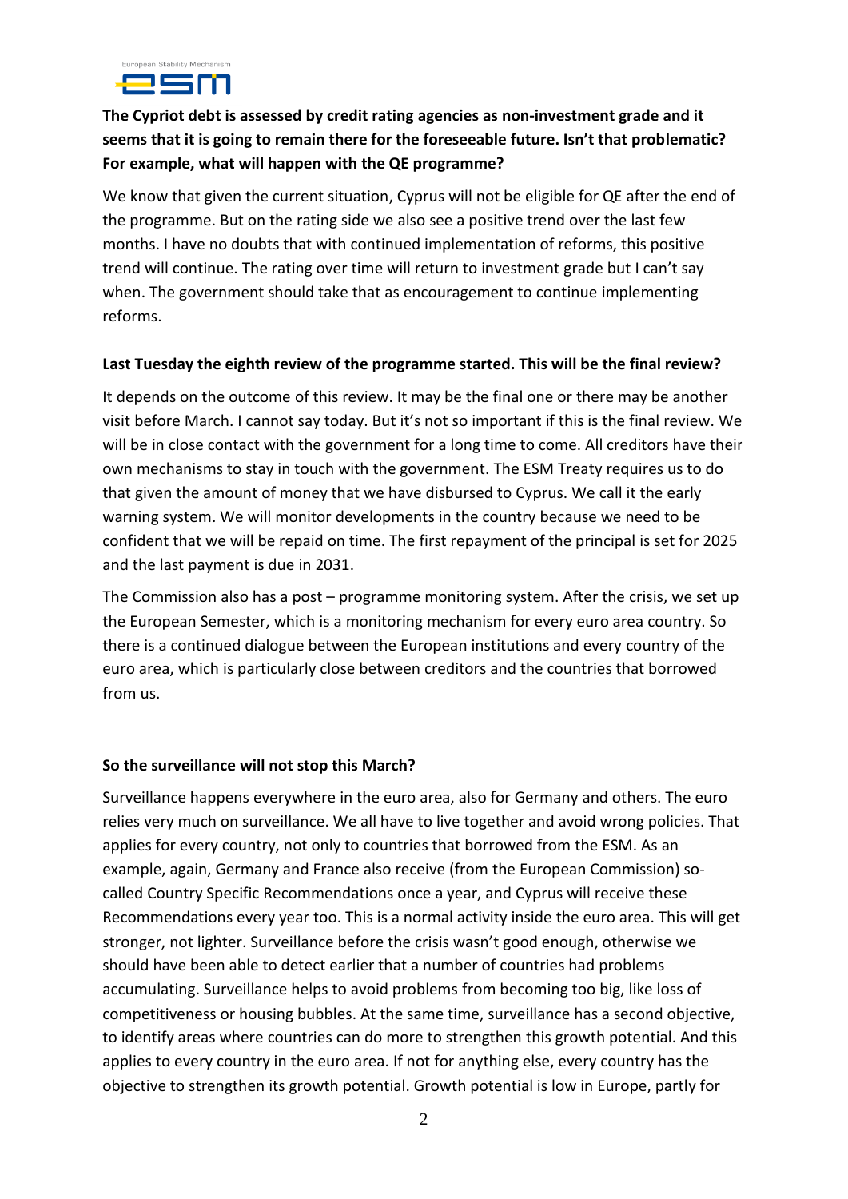**The Cypriot debt is assessed by credit rating agencies as non-investment grade and it seems that it is going to remain there for the foreseeable future. Isn't that problematic? For example, what will happen with the QE programme?**

We know that given the current situation, Cyprus will not be eligible for QE after the end of the programme. But on the rating side we also see a positive trend over the last few months. I have no doubts that with continued implementation of reforms, this positive trend will continue. The rating over time will return to investment grade but I can't say when. The government should take that as encouragement to continue implementing reforms.

**Last Tuesday the eighth review of the programme started. This will be the final review?**

It depends on the outcome of this review. It may be the final one or there may be another visit before March. I cannot say today. But it's not so important if this is the final review. We will be in close contact with the government for a long time to come. All creditors have their own mechanisms to stay in touch with the government. The ESM Treaty requires us to do that given the amount of money that we have disbursed to Cyprus. We call it the early warning system. We will monitor developments in the country because we need to be confident that we will be repaid on time. The first repayment of the principal is set for 2025 and the last payment is due in 2031.

The Commission also has a post – programme monitoring system. After the crisis, we set up the European Semester, which is a monitoring mechanism for every euro area country. So there is a continued dialogue between the European institutions and every country of the euro area, which is particularly close between creditors and the countries that borrowed from us.

**So the surveillance will not stop this March?**

Surveillance happens everywhere in the euro area, also for Germany and others. The euro relies very much on surveillance. We all have to live together and avoid wrong policies. That applies for every country, not only to countries that borrowed from the ESM. As an example, again, Germany and France also receive (from the European Commission) so-called Country Specific Recommendations once a year, and Cyprus will receive these Recommendations every year too. This is a normal activity inside the euro area. This will get stronger, not lighter. Surveillance before the crisis wasn't good enough, otherwise we should have been able to detect earlier that a number of countries had problems accumulating. Surveillance helps to avoid problems from becoming too big, like loss of competitiveness or housing bubbles. At the same time, surveillance has a second objective, to identify areas where countries can do more to strengthen this growth potential. And this applies to every country in the euro area. If not for anything else, every country has the objective to strengthen its growth potential. Growth potential is low in Europe, partly for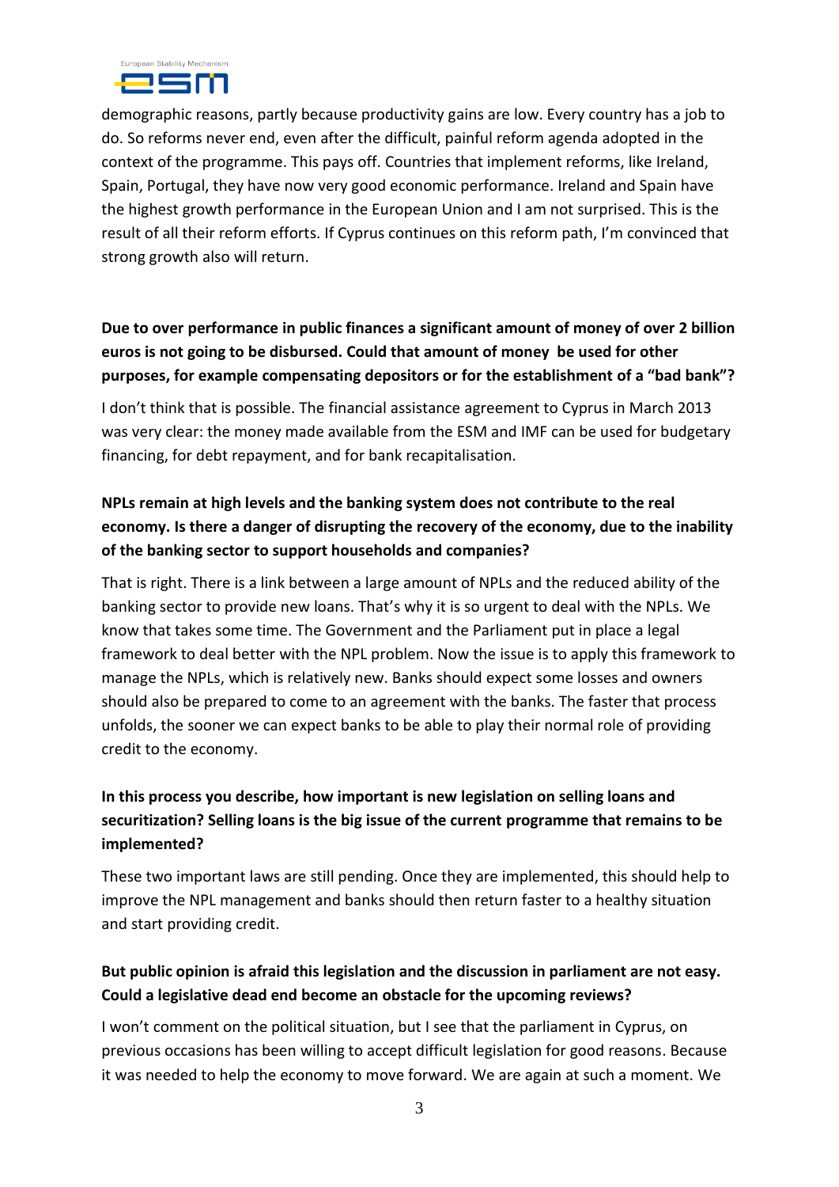demographic reasons, partly because productivity gains are low. Every country has a job to do. So reforms never end, even after the difficult, painful reform agenda adopted in the context of the programme. This pays off. Countries that implement reforms, like Ireland, Spain, Portugal, they have now very good economic performance. Ireland and Spain have the highest growth performance in the European Union and I am not surprised. This is the result of all their reform efforts. If Cyprus continues on this reform path, I'm convinced that strong growth also will return.

**Due to over performance in public finances a significant amount of money of over 2 billion euros is not going to be disbursed. Could that amount of money be used for other purposes, for example compensating depositors or for the establishment of a "bad bank"?**

I don't think that is possible. The financial assistance agreement to Cyprus in March 2013 was very clear: the money made available from the ESM and IMF can be used for budgetary financing, for debt repayment, and for bank recapitalisation.

**NPLs remain at high levels and the banking system does not contribute to the real economy. Is there a danger of disrupting the recovery of the economy, due to the inability of the banking sector to support households and companies?**

That is right. There is a link between a large amount of NPLs and the reduced ability of the banking sector to provide new loans. That's why it is so urgent to deal with the NPLs. We know that takes some time. The Government and the Parliament put in place a legal framework to deal better with the NPL problem. Now the issue is to apply this framework to manage the NPLs, which is relatively new. Banks should expect some losses and owners should also be prepared to come to an agreement with the banks. The faster that process unfolds, the sooner we can expect banks to be able to play their normal role of providing credit to the economy.

**In this process you describe, how important is new legislation on selling loans and securitization? Selling loans is the big issue of the current programme that remains to be implemented?**

These two important laws are still pending. Once they are implemented, this should help to improve the NPL management and banks should then return faster to a healthy situation and start providing credit.

**But public opinion is afraid this legislation and the discussion in parliament are not easy. Could a legislative dead end become an obstacle for the upcoming reviews?**

I won't comment on the political situation, but I see that the parliament in Cyprus, on previous occasions has been willing to accept difficult legislation for good reasons. Because it was needed to help the economy to move forward. We are again at such a moment. We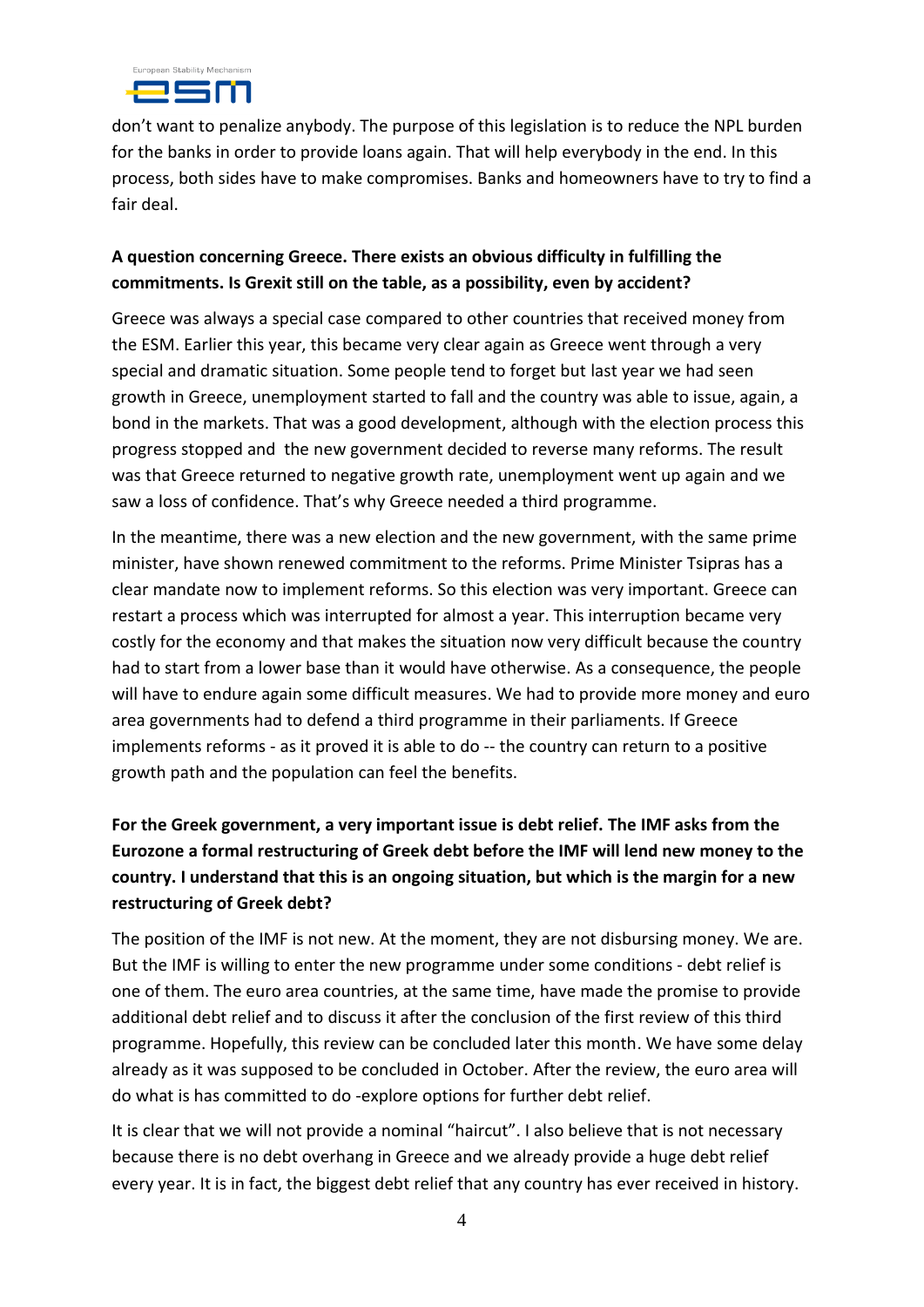don't want to penalize anybody. The purpose of this legislation is to reduce the NPL burden for the banks in order to provide loans again. That will help everybody in the end. In this process, both sides have to make compromises. Banks and homeowners have to try to find a fair deal.

**A question concerning Greece. There exists an obvious difficulty in fulfilling the commitments. Is Grexit still on the table, as a possibility, even by accident?**

Greece was always a special case compared to other countries that received money from the ESM. Earlier this year, this became very clear again as Greece went through a very special and dramatic situation. Some people tend to forget but last year we had seen growth in Greece, unemployment started to fall and the country was able to issue, again, a bond in the markets. That was a good development, although with the election process this progress stopped and the new government decided to reverse many reforms. The result was that Greece returned to negative growth rate, unemployment went up again and we saw a loss of confidence. That's why Greece needed a third programme.

In the meantime, there was a new election and the new government, with the same prime minister, have shown renewed commitment to the reforms. Prime Minister Tsipras has a clear mandate now to implement reforms. So this election was very important. Greece can restart a process which was interrupted for almost a year. This interruption became very costly for the economy and that makes the situation now very difficult because the country had to start from a lower base than it would have otherwise. As a consequence, the people will have to endure again some difficult measures. We had to provide more money and euro area governments had to defend a third programme in their parliaments. If Greece implements reforms - as it proved it is able to do -- the country can return to a positive growth path and the population can feel the benefits.

**For the Greek government, a very important issue is debt relief. The IMF asks from the Eurozone a formal restructuring of Greek debt before the IMF will lend new money to the country. I understand that this is an ongoing situation, but which is the margin for a new restructuring of Greek debt?**

The position of the IMF is not new. At the moment, they are not disbursing money. We are. But the IMF is willing to enter the new programme under some conditions - debt relief is one of them. The euro area countries, at the same time, have made the promise to provide additional debt relief and to discuss it after the conclusion of the first review of this third programme. Hopefully, this review can be concluded later this month. We have some delay already as it was supposed to be concluded in October. After the review, the euro area will do what is has committed to do -explore options for further debt relief.

It is clear that we will not provide a nominal "haircut". I also believe that is not necessary because there is no debt overhang in Greece and we already provide a huge debt relief every year. It is in fact, the biggest debt relief that any country has ever received in history.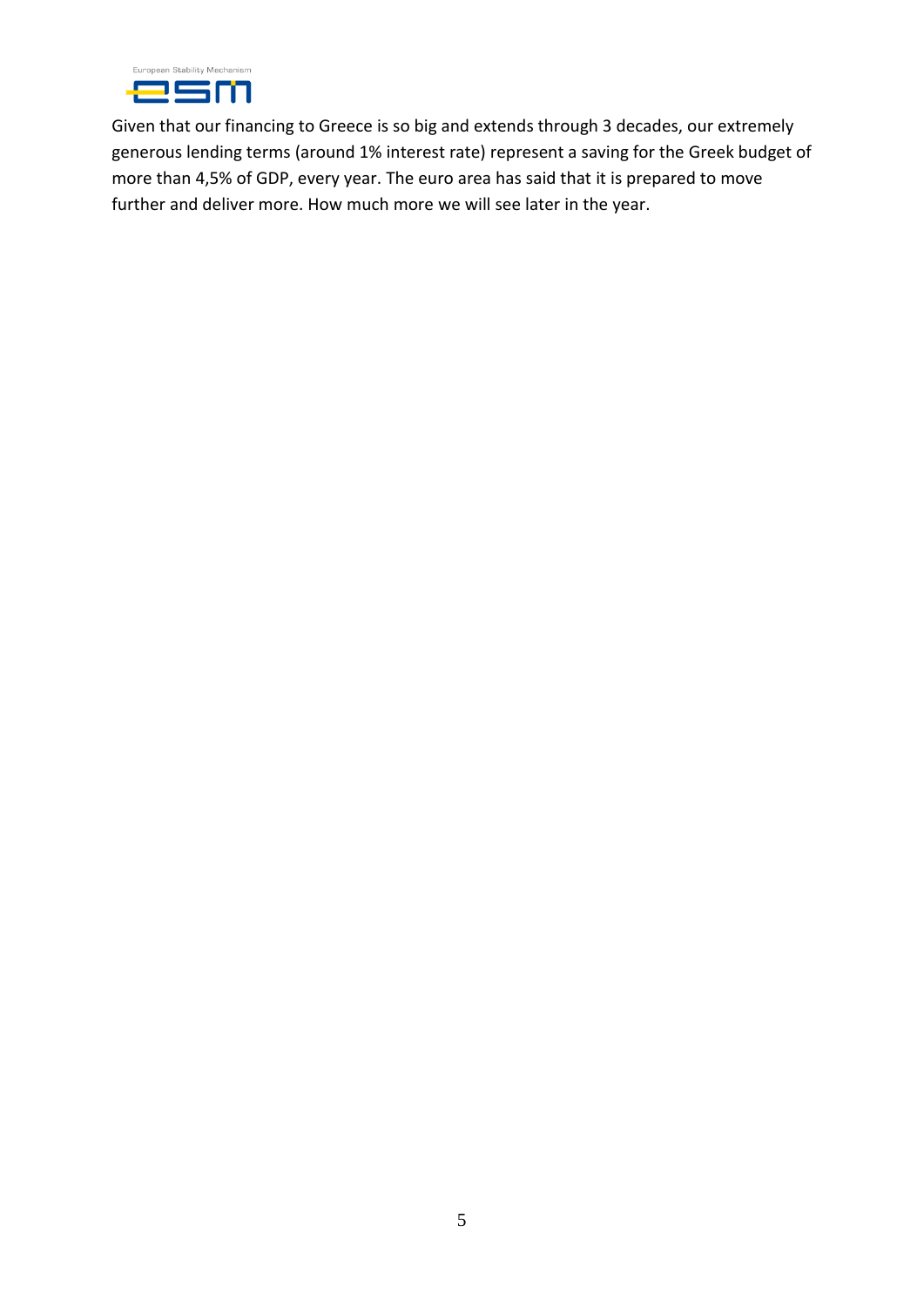Given that our financing to Greece is so big and extends through 3 decades, our extremely generous lending terms (around 1% interest rate) represent a saving for the Greek budget of more than 4,5% of GDP, every year. The euro area has said that it is prepared to move further and deliver more. How much more we will see later in the year.